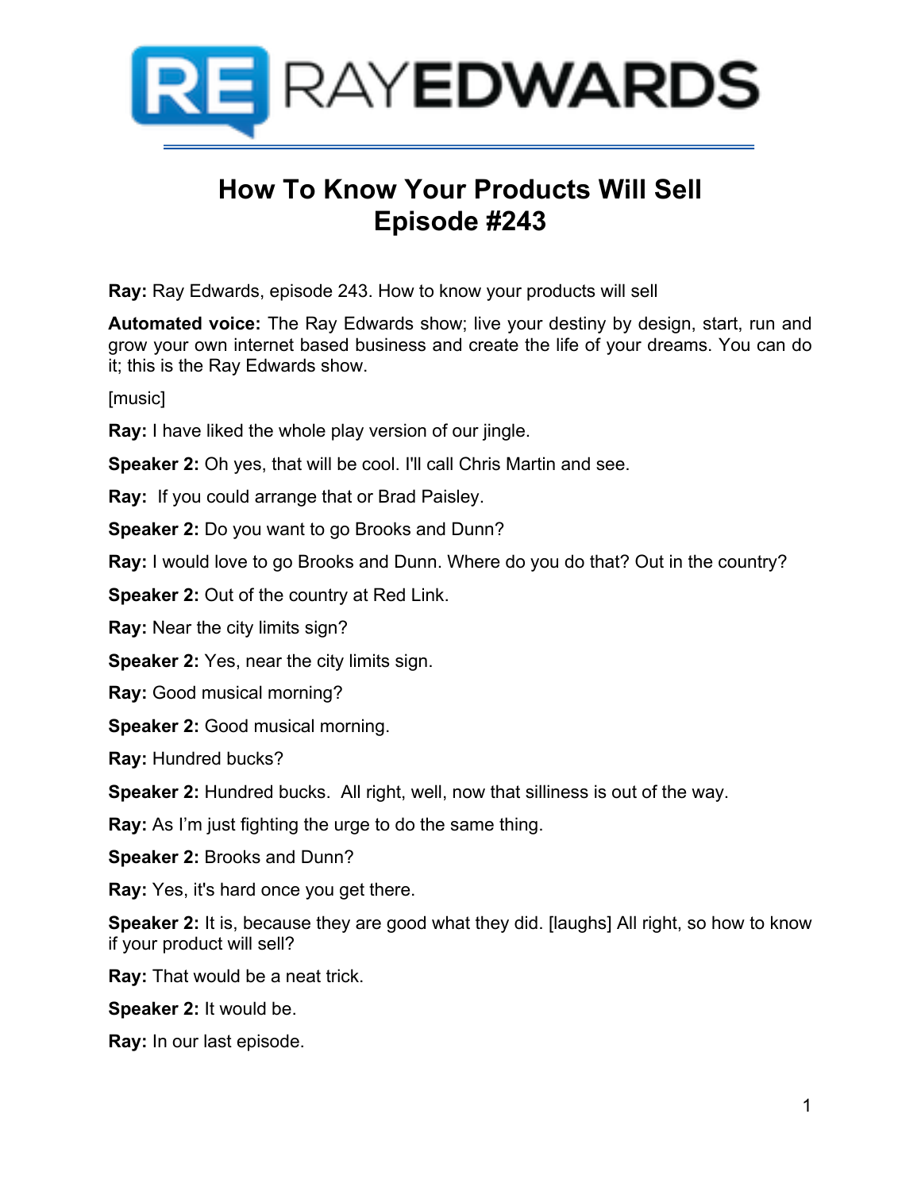# How To Know Your Products Will Sell
# Episode #243

**Ray:** Ray Edwards, episode 243. How to know your products will sell

**Automated voice:** The Ray Edwards show; live your destiny by design, start, run and grow your own internet based business and create the life of your dreams. You can do it; this is the Ray Edwards show.

[music]

**Ray:** I have liked the whole play version of our jingle.

**Speaker 2:** Oh yes, that will be cool. I'll call Chris Martin and see.

**Ray:** If you could arrange that or Brad Paisley.

**Speaker 2:** Do you want to go Brooks and Dunn?

**Ray:** I would love to go Brooks and Dunn. Where do you do that? Out in the country?

**Speaker 2:** Out of the country at Red Link.

**Ray:** Near the city limits sign?

**Speaker 2:** Yes, near the city limits sign.

**Ray:** Good musical morning?

**Speaker 2:** Good musical morning.

**Ray:** Hundred bucks?

**Speaker 2:** Hundred bucks. All right, well, now that silliness is out of the way.

**Ray:** As I'm just fighting the urge to do the same thing.

**Speaker 2:** Brooks and Dunn?

**Ray:** Yes, it's hard once you get there.

**Speaker 2:** It is, because they are good what they did. [laughs] All right, so how to know if your product will sell?

**Ray:** That would be a neat trick.

**Speaker 2:** It would be.

**Ray:** In our last episode.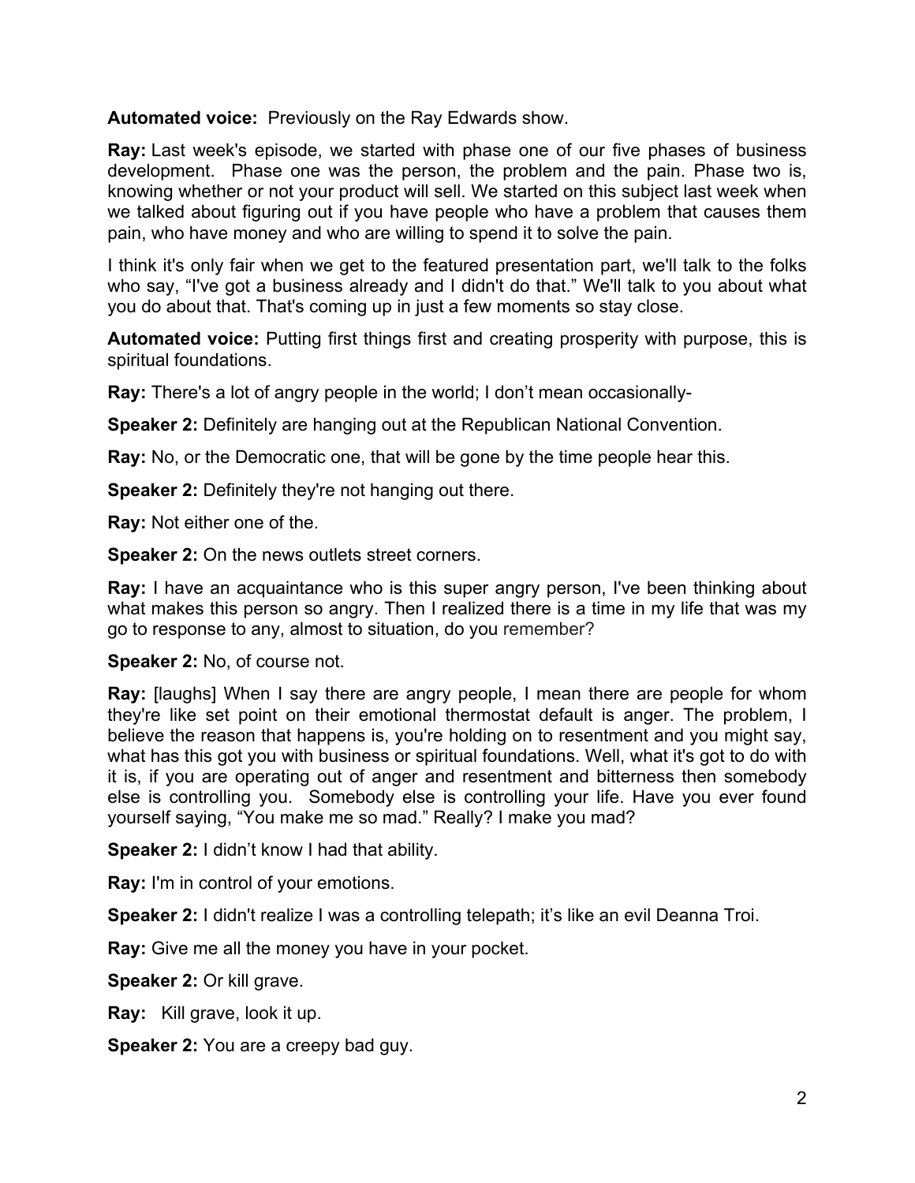**Automated voice:** Previously on the Ray Edwards show.

**Ray:** Last week's episode, we started with phase one of our five phases of business development. Phase one was the person, the problem and the pain. Phase two is, knowing whether or not your product will sell. We started on this subject last week when we talked about figuring out if you have people who have a problem that causes them pain, who have money and who are willing to spend it to solve the pain.

I think it's only fair when we get to the featured presentation part, we'll talk to the folks who say, "I've got a business already and I didn't do that." We'll talk to you about what you do about that. That's coming up in just a few moments so stay close.

**Automated voice:** Putting first things first and creating prosperity with purpose, this is spiritual foundations.

**Ray:** There's a lot of angry people in the world; I don't mean occasionally-

**Speaker 2:** Definitely are hanging out at the Republican National Convention.

**Ray:** No, or the Democratic one, that will be gone by the time people hear this.

**Speaker 2:** Definitely they're not hanging out there.

**Ray:** Not either one of the.

**Speaker 2:** On the news outlets street corners.

**Ray:** I have an acquaintance who is this super angry person, I've been thinking about what makes this person so angry. Then I realized there is a time in my life that was my go to response to any, almost to situation, do you remember?

**Speaker 2:** No, of course not.

**Ray:** [laughs] When I say there are angry people, I mean there are people for whom they're like set point on their emotional thermostat default is anger. The problem, I believe the reason that happens is, you're holding on to resentment and you might say, what has this got you with business or spiritual foundations. Well, what it's got to do with it is, if you are operating out of anger and resentment and bitterness then somebody else is controlling you. Somebody else is controlling your life. Have you ever found yourself saying, "You make me so mad." Really? I make you mad?

**Speaker 2:** I didn't know I had that ability.

**Ray:** I'm in control of your emotions.

**Speaker 2:** I didn't realize I was a controlling telepath; it's like an evil Deanna Troi.

**Ray:** Give me all the money you have in your pocket.

**Speaker 2:** Or kill grave.

**Ray:** Kill grave, look it up.

**Speaker 2:** You are a creepy bad guy.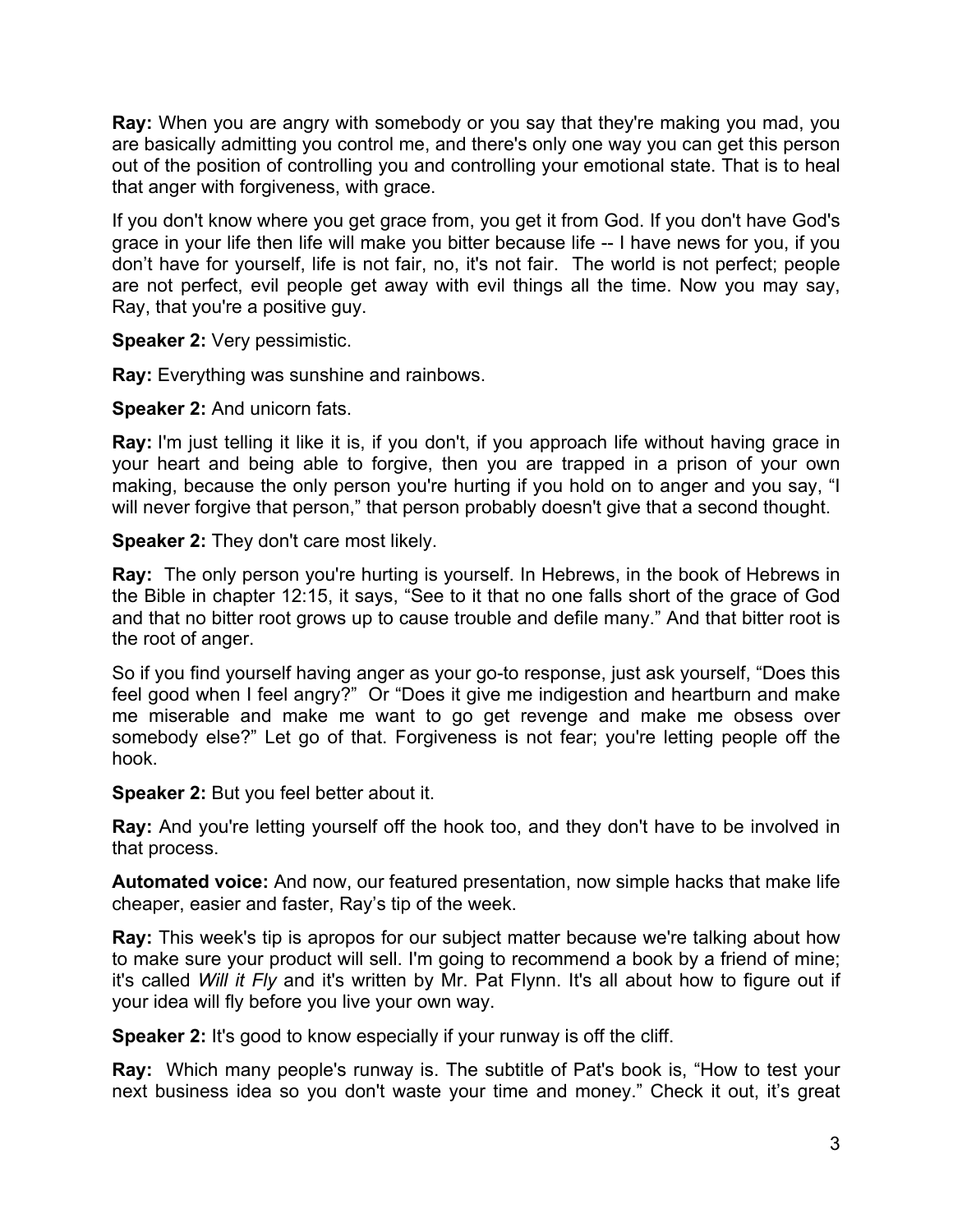**Ray:** When you are angry with somebody or you say that they're making you mad, you are basically admitting you control me, and there's only one way you can get this person out of the position of controlling you and controlling your emotional state. That is to heal that anger with forgiveness, with grace.

If you don't know where you get grace from, you get it from God. If you don't have God's grace in your life then life will make you bitter because life -- I have news for you, if you don't have for yourself, life is not fair, no, it's not fair. The world is not perfect; people are not perfect, evil people get away with evil things all the time. Now you may say, Ray, that you're a positive guy.

**Speaker 2:** Very pessimistic.

**Ray:** Everything was sunshine and rainbows.

**Speaker 2:** And unicorn fats.

**Ray:** I'm just telling it like it is, if you don't, if you approach life without having grace in your heart and being able to forgive, then you are trapped in a prison of your own making, because the only person you're hurting if you hold on to anger and you say, "I will never forgive that person," that person probably doesn't give that a second thought.

**Speaker 2:** They don't care most likely.

**Ray:** The only person you're hurting is yourself. In Hebrews, in the book of Hebrews in the Bible in chapter 12:15, it says, "See to it that no one falls short of the grace of God and that no bitter root grows up to cause trouble and defile many." And that bitter root is the root of anger.

So if you find yourself having anger as your go-to response, just ask yourself, "Does this feel good when I feel angry?" Or "Does it give me indigestion and heartburn and make me miserable and make me want to go get revenge and make me obsess over somebody else?" Let go of that. Forgiveness is not fear; you're letting people off the hook.

**Speaker 2:** But you feel better about it.

**Ray:** And you're letting yourself off the hook too, and they don't have to be involved in that process.

**Automated voice:** And now, our featured presentation, now simple hacks that make life cheaper, easier and faster, Ray's tip of the week.

**Ray:** This week's tip is apropos for our subject matter because we're talking about how to make sure your product will sell. I'm going to recommend a book by a friend of mine; it's called *Will it Fly* and it's written by Mr. Pat Flynn. It's all about how to figure out if your idea will fly before you live your own way.

**Speaker 2:** It's good to know especially if your runway is off the cliff.

**Ray:** Which many people's runway is. The subtitle of Pat's book is, "How to test your next business idea so you don't waste your time and money." Check it out, it's great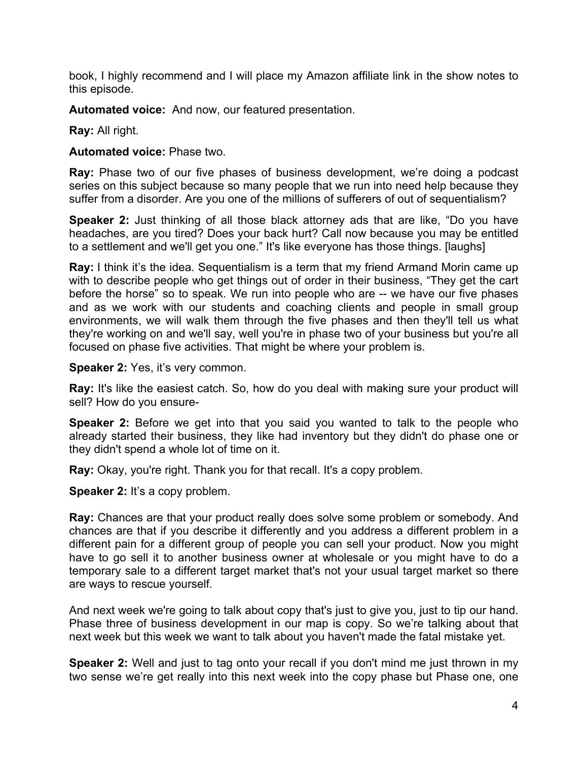book, I highly recommend and I will place my Amazon affiliate link in the show notes to this episode.

**Automated voice:** And now, our featured presentation.

**Ray:** All right.

**Automated voice:** Phase two.

**Ray:** Phase two of our five phases of business development, we're doing a podcast series on this subject because so many people that we run into need help because they suffer from a disorder. Are you one of the millions of sufferers of out of sequentialism?

**Speaker 2:** Just thinking of all those black attorney ads that are like, "Do you have headaches, are you tired? Does your back hurt? Call now because you may be entitled to a settlement and we'll get you one." It's like everyone has those things. [laughs]

**Ray:** I think it's the idea. Sequentialism is a term that my friend Armand Morin came up with to describe people who get things out of order in their business, "They get the cart before the horse" so to speak. We run into people who are -- we have our five phases and as we work with our students and coaching clients and people in small group environments, we will walk them through the five phases and then they'll tell us what they're working on and we'll say, well you're in phase two of your business but you're all focused on phase five activities. That might be where your problem is.

**Speaker 2:** Yes, it's very common.

**Ray:** It's like the easiest catch. So, how do you deal with making sure your product will sell? How do you ensure-

**Speaker 2:** Before we get into that you said you wanted to talk to the people who already started their business, they like had inventory but they didn't do phase one or they didn't spend a whole lot of time on it.

**Ray:** Okay, you're right. Thank you for that recall. It's a copy problem.

**Speaker 2:** It's a copy problem.

**Ray:** Chances are that your product really does solve some problem or somebody. And chances are that if you describe it differently and you address a different problem in a different pain for a different group of people you can sell your product. Now you might have to go sell it to another business owner at wholesale or you might have to do a temporary sale to a different target market that's not your usual target market so there are ways to rescue yourself.

And next week we're going to talk about copy that's just to give you, just to tip our hand. Phase three of business development in our map is copy. So we're talking about that next week but this week we want to talk about you haven't made the fatal mistake yet.

**Speaker 2:** Well and just to tag onto your recall if you don't mind me just thrown in my two sense we're get really into this next week into the copy phase but Phase one, one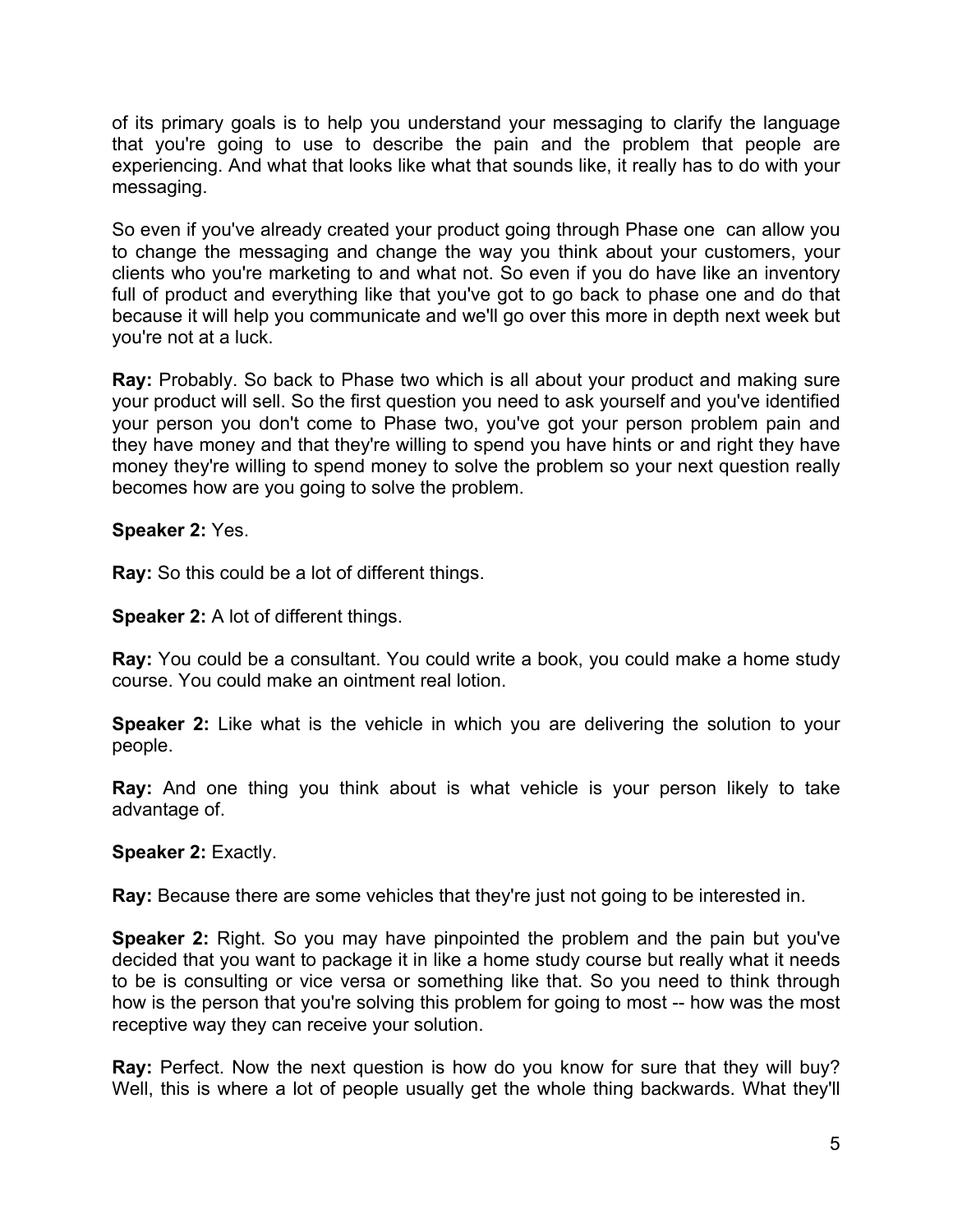of its primary goals is to help you understand your messaging to clarify the language that you're going to use to describe the pain and the problem that people are experiencing. And what that looks like what that sounds like, it really has to do with your messaging.

So even if you've already created your product going through Phase one can allow you to change the messaging and change the way you think about your customers, your clients who you're marketing to and what not. So even if you do have like an inventory full of product and everything like that you've got to go back to phase one and do that because it will help you communicate and we'll go over this more in depth next week but you're not at a luck.

**Ray:** Probably. So back to Phase two which is all about your product and making sure your product will sell. So the first question you need to ask yourself and you've identified your person you don't come to Phase two, you've got your person problem pain and they have money and that they're willing to spend you have hints or and right they have money they're willing to spend money to solve the problem so your next question really becomes how are you going to solve the problem.

**Speaker 2:** Yes.

**Ray:** So this could be a lot of different things.

**Speaker 2:** A lot of different things.

**Ray:** You could be a consultant. You could write a book, you could make a home study course. You could make an ointment real lotion.

**Speaker 2:** Like what is the vehicle in which you are delivering the solution to your people.

**Ray:** And one thing you think about is what vehicle is your person likely to take advantage of.

**Speaker 2:** Exactly.

**Ray:** Because there are some vehicles that they're just not going to be interested in.

**Speaker 2:** Right. So you may have pinpointed the problem and the pain but you've decided that you want to package it in like a home study course but really what it needs to be is consulting or vice versa or something like that. So you need to think through how is the person that you're solving this problem for going to most -- how was the most receptive way they can receive your solution.

**Ray:** Perfect. Now the next question is how do you know for sure that they will buy? Well, this is where a lot of people usually get the whole thing backwards. What they'll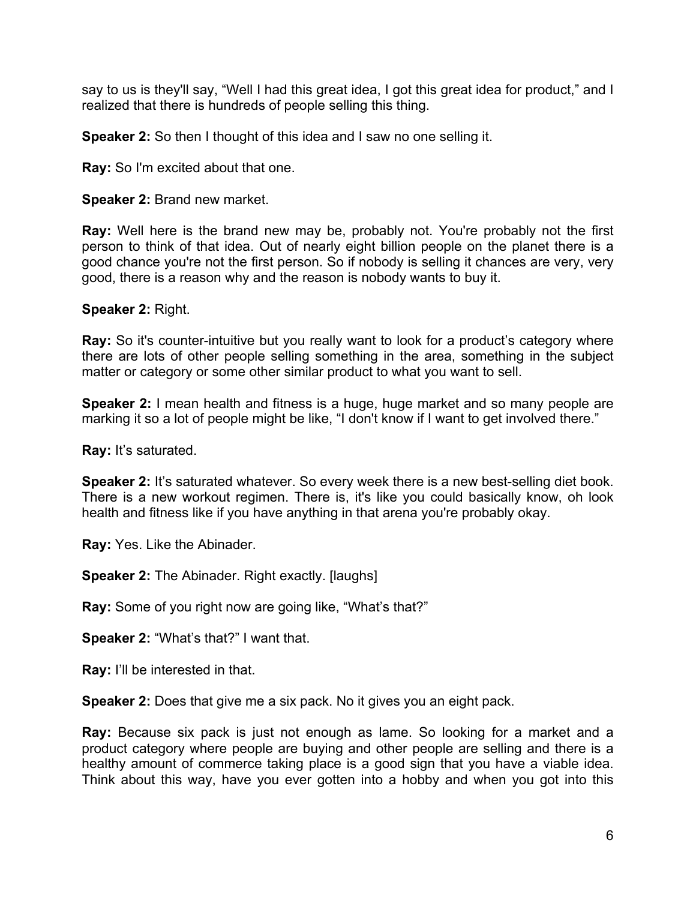say to us is they'll say, "Well I had this great idea, I got this great idea for product," and I realized that there is hundreds of people selling this thing.

**Speaker 2:** So then I thought of this idea and I saw no one selling it.

**Ray:** So I'm excited about that one.

**Speaker 2:** Brand new market.

**Ray:** Well here is the brand new may be, probably not. You're probably not the first person to think of that idea. Out of nearly eight billion people on the planet there is a good chance you're not the first person. So if nobody is selling it chances are very, very good, there is a reason why and the reason is nobody wants to buy it.

**Speaker 2:** Right.

**Ray:** So it's counter-intuitive but you really want to look for a product's category where there are lots of other people selling something in the area, something in the subject matter or category or some other similar product to what you want to sell.

**Speaker 2:** I mean health and fitness is a huge, huge market and so many people are marking it so a lot of people might be like, "I don't know if I want to get involved there."

**Ray:** It's saturated.

**Speaker 2:** It's saturated whatever. So every week there is a new best-selling diet book. There is a new workout regimen. There is, it's like you could basically know, oh look health and fitness like if you have anything in that arena you're probably okay.

**Ray:** Yes. Like the Abinader.

**Speaker 2:** The Abinader. Right exactly. [laughs]

**Ray:** Some of you right now are going like, "What's that?"

**Speaker 2:** "What's that?" I want that.

**Ray:** I'll be interested in that.

**Speaker 2:** Does that give me a six pack. No it gives you an eight pack.

**Ray:** Because six pack is just not enough as lame. So looking for a market and a product category where people are buying and other people are selling and there is a healthy amount of commerce taking place is a good sign that you have a viable idea. Think about this way, have you ever gotten into a hobby and when you got into this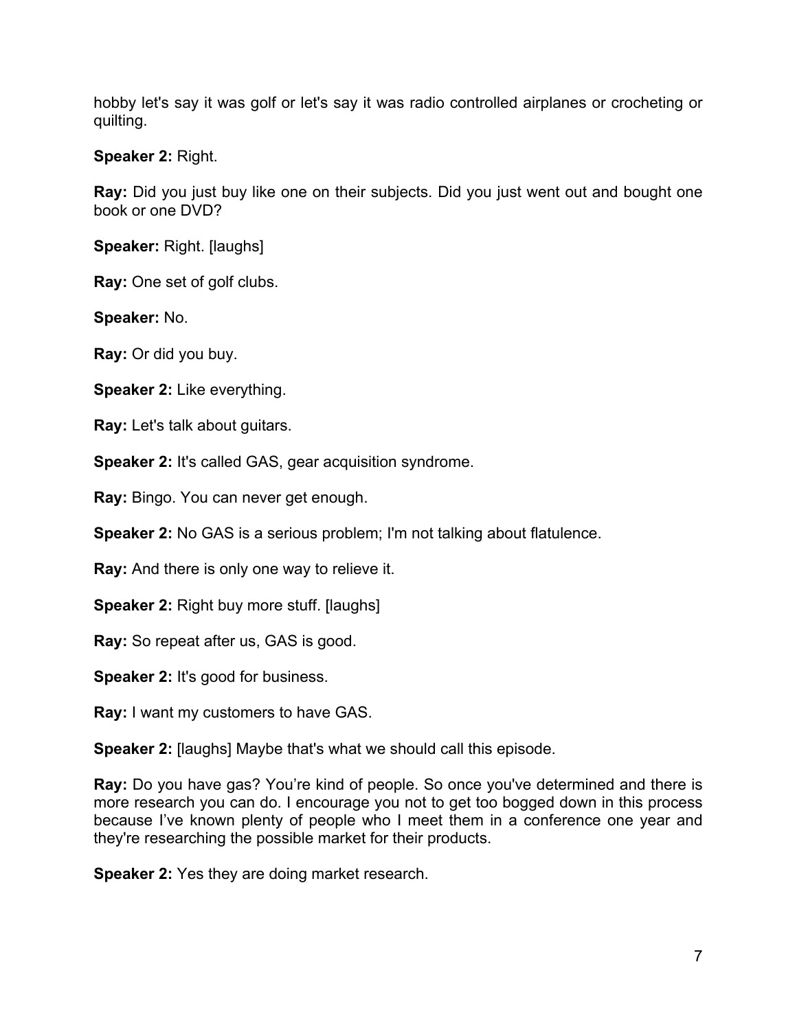hobby let's say it was golf or let's say it was radio controlled airplanes or crocheting or quilting.

**Speaker 2:** Right.

**Ray:** Did you just buy like one on their subjects. Did you just went out and bought one book or one DVD?

**Speaker:** Right. [laughs]

**Ray:** One set of golf clubs.

**Speaker:** No.

**Ray:** Or did you buy.

**Speaker 2:** Like everything.

**Ray:** Let's talk about guitars.

**Speaker 2:** It's called GAS, gear acquisition syndrome.

**Ray:** Bingo. You can never get enough.

**Speaker 2:** No GAS is a serious problem; I'm not talking about flatulence.

**Ray:** And there is only one way to relieve it.

**Speaker 2:** Right buy more stuff. [laughs]

**Ray:** So repeat after us, GAS is good.

**Speaker 2:** It's good for business.

**Ray:** I want my customers to have GAS.

**Speaker 2:** [laughs] Maybe that's what we should call this episode.

**Ray:** Do you have gas? You're kind of people. So once you've determined and there is more research you can do. I encourage you not to get too bogged down in this process because I've known plenty of people who I meet them in a conference one year and they're researching the possible market for their products.

**Speaker 2:** Yes they are doing market research.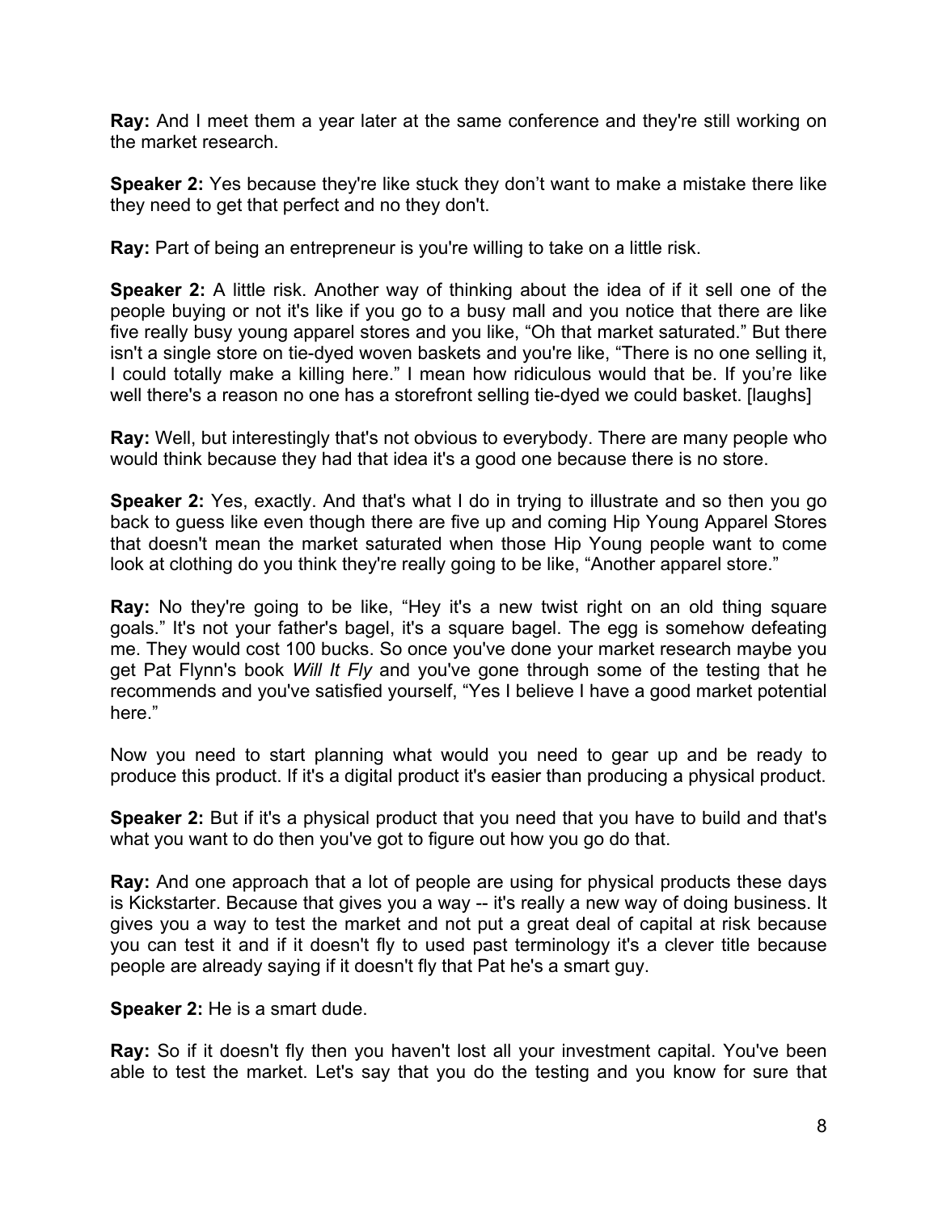**Ray:** And I meet them a year later at the same conference and they're still working on the market research.

**Speaker 2:** Yes because they're like stuck they don't want to make a mistake there like they need to get that perfect and no they don't.

**Ray:** Part of being an entrepreneur is you're willing to take on a little risk.

**Speaker 2:** A little risk. Another way of thinking about the idea of if it sell one of the people buying or not it's like if you go to a busy mall and you notice that there are like five really busy young apparel stores and you like, "Oh that market saturated." But there isn't a single store on tie-dyed woven baskets and you're like, "There is no one selling it, I could totally make a killing here." I mean how ridiculous would that be. If you're like well there's a reason no one has a storefront selling tie-dyed we could basket. [laughs]

**Ray:** Well, but interestingly that's not obvious to everybody. There are many people who would think because they had that idea it's a good one because there is no store.

**Speaker 2:** Yes, exactly. And that's what I do in trying to illustrate and so then you go back to guess like even though there are five up and coming Hip Young Apparel Stores that doesn't mean the market saturated when those Hip Young people want to come look at clothing do you think they're really going to be like, "Another apparel store."

**Ray:** No they're going to be like, "Hey it's a new twist right on an old thing square goals." It's not your father's bagel, it's a square bagel. The egg is somehow defeating me. They would cost 100 bucks. So once you've done your market research maybe you get Pat Flynn's book *Will It Fly* and you've gone through some of the testing that he recommends and you've satisfied yourself, "Yes I believe I have a good market potential here."

Now you need to start planning what would you need to gear up and be ready to produce this product. If it's a digital product it's easier than producing a physical product.

**Speaker 2:** But if it's a physical product that you need that you have to build and that's what you want to do then you've got to figure out how you go do that.

**Ray:** And one approach that a lot of people are using for physical products these days is Kickstarter. Because that gives you a way -- it's really a new way of doing business. It gives you a way to test the market and not put a great deal of capital at risk because you can test it and if it doesn't fly to used past terminology it's a clever title because people are already saying if it doesn't fly that Pat he's a smart guy.

**Speaker 2:** He is a smart dude.

**Ray:** So if it doesn't fly then you haven't lost all your investment capital. You've been able to test the market. Let's say that you do the testing and you know for sure that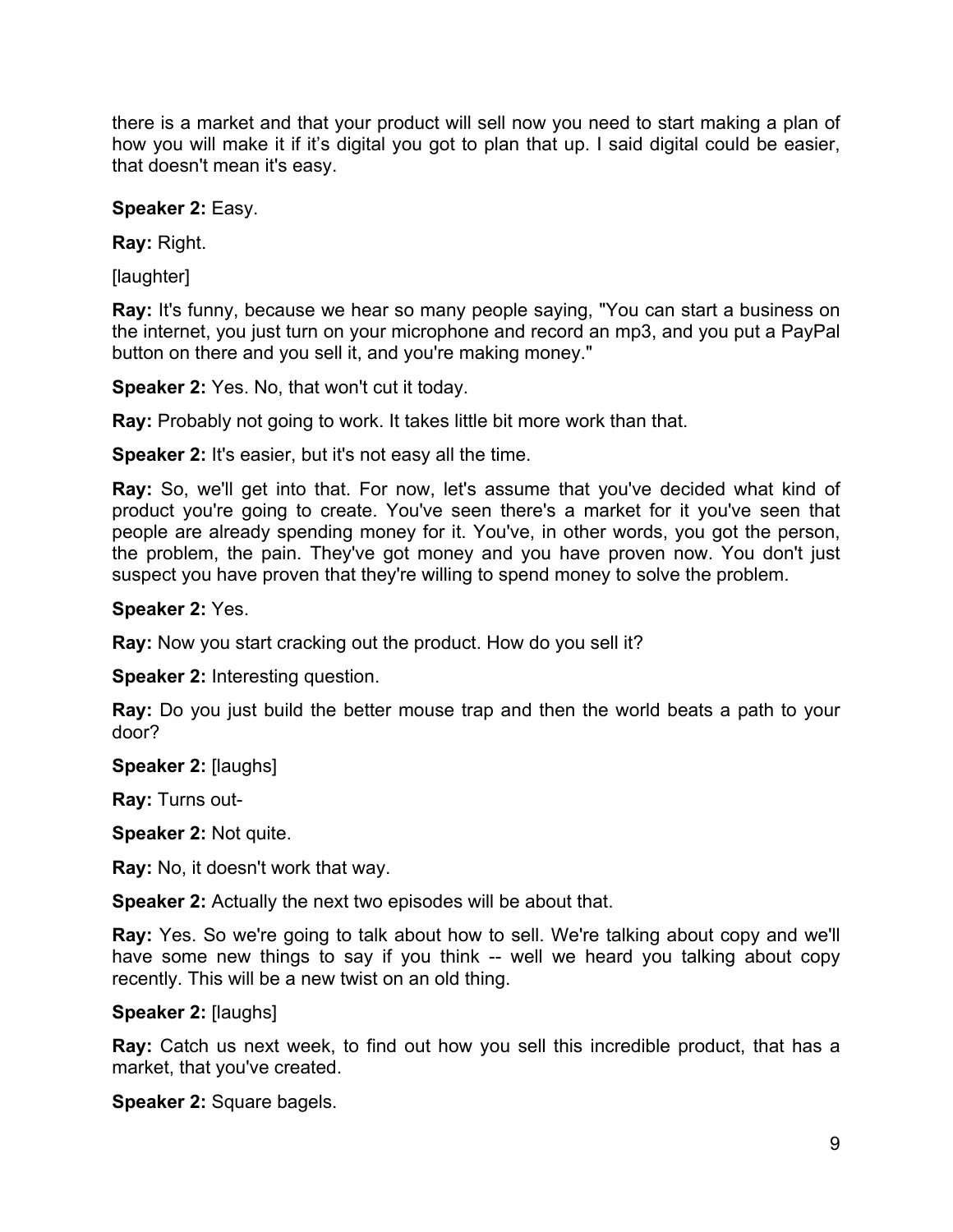there is a market and that your product will sell now you need to start making a plan of how you will make it if it's digital you got to plan that up. I said digital could be easier, that doesn't mean it's easy.

**Speaker 2:** Easy.

**Ray:** Right.

[laughter]

**Ray:** It's funny, because we hear so many people saying, "You can start a business on the internet, you just turn on your microphone and record an mp3, and you put a PayPal button on there and you sell it, and you're making money."

**Speaker 2:** Yes. No, that won't cut it today.

**Ray:** Probably not going to work. It takes little bit more work than that.

**Speaker 2:** It's easier, but it's not easy all the time.

**Ray:** So, we'll get into that. For now, let's assume that you've decided what kind of product you're going to create. You've seen there's a market for it you've seen that people are already spending money for it. You've, in other words, you got the person, the problem, the pain. They've got money and you have proven now. You don't just suspect you have proven that they're willing to spend money to solve the problem.

**Speaker 2:** Yes.

**Ray:** Now you start cracking out the product. How do you sell it?

**Speaker 2:** Interesting question.

**Ray:** Do you just build the better mouse trap and then the world beats a path to your door?

**Speaker 2:** [laughs]

**Ray:** Turns out-

**Speaker 2:** Not quite.

**Ray:** No, it doesn't work that way.

**Speaker 2:** Actually the next two episodes will be about that.

**Ray:** Yes. So we're going to talk about how to sell. We're talking about copy and we'll have some new things to say if you think -- well we heard you talking about copy recently. This will be a new twist on an old thing.

**Speaker 2:** [laughs]

**Ray:** Catch us next week, to find out how you sell this incredible product, that has a market, that you've created.

**Speaker 2:** Square bagels.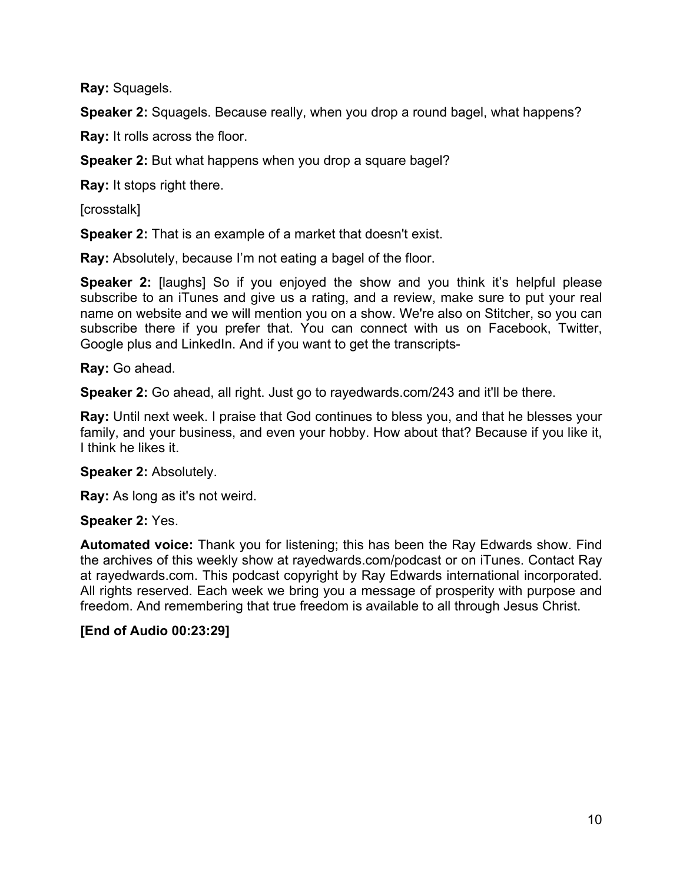**Ray:** Squagels.

**Speaker 2:** Squagels. Because really, when you drop a round bagel, what happens?

**Ray:** It rolls across the floor.

**Speaker 2:** But what happens when you drop a square bagel?

**Ray:** It stops right there.

[crosstalk]

**Speaker 2:** That is an example of a market that doesn't exist.

**Ray:** Absolutely, because I'm not eating a bagel of the floor.

**Speaker 2:** [laughs] So if you enjoyed the show and you think it's helpful please subscribe to an iTunes and give us a rating, and a review, make sure to put your real name on website and we will mention you on a show. We're also on Stitcher, so you can subscribe there if you prefer that. You can connect with us on Facebook, Twitter, Google plus and LinkedIn. And if you want to get the transcripts-

**Ray:** Go ahead.

**Speaker 2:** Go ahead, all right. Just go to rayedwards.com/243 and it'll be there.

**Ray:** Until next week. I praise that God continues to bless you, and that he blesses your family, and your business, and even your hobby. How about that? Because if you like it, I think he likes it.

**Speaker 2:** Absolutely.

**Ray:** As long as it's not weird.

**Speaker 2:** Yes.

**Automated voice:** Thank you for listening; this has been the Ray Edwards show. Find the archives of this weekly show at rayedwards.com/podcast or on iTunes. Contact Ray at rayedwards.com. This podcast copyright by Ray Edwards international incorporated. All rights reserved. Each week we bring you a message of prosperity with purpose and freedom. And remembering that true freedom is available to all through Jesus Christ.

**[End of Audio 00:23:29]**